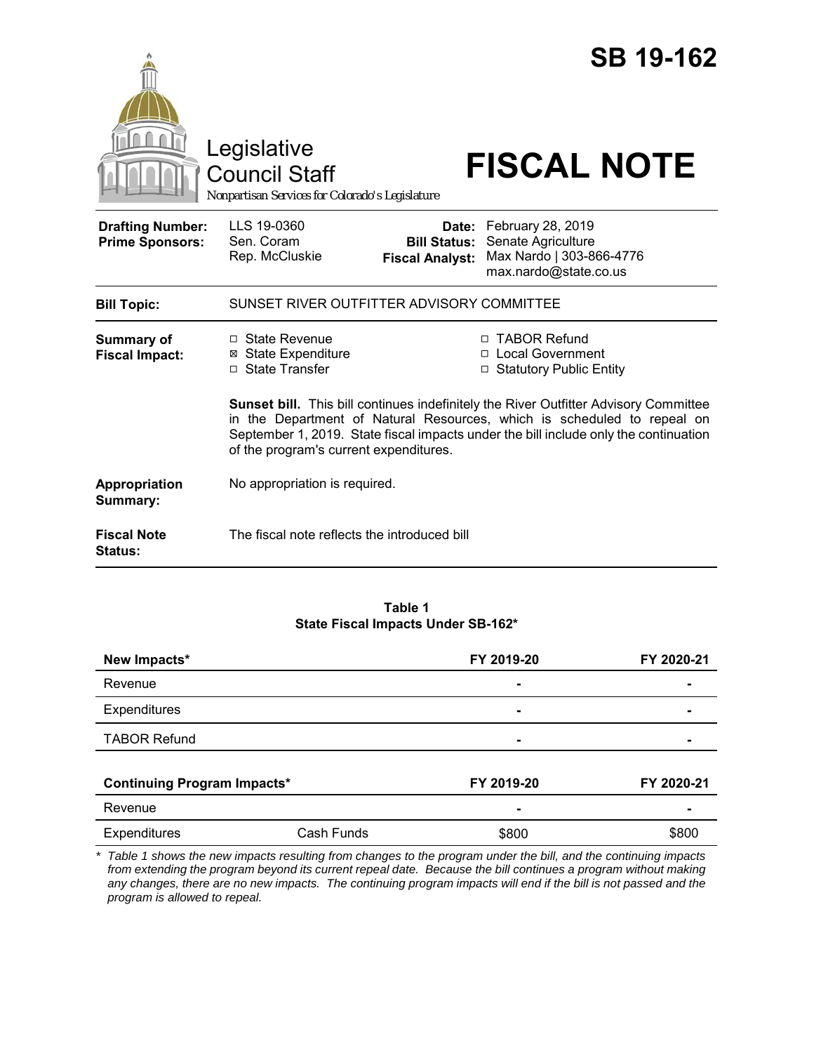# SB 19-162

Legislative Council Staff

*Nonpartisan Services for Colorado's Legislature*

# FISCAL NOTE

| | | | |
|---|---|---|---|
| **Drafting Number:** | LLS 19-0360 | **Date:** | February 28, 2019 |
| **Prime Sponsors:** | Sen. Coram<br>Rep. McCluskie | **Bill Status:** | Senate Agriculture |
| | | **Fiscal Analyst:** | Max Nardo \| 303-866-4776<br>max.nardo@state.co.us |

**Bill Topic:** SUNSET RIVER OUTFITTER ADVISORY COMMITTEE

**Summary of Fiscal Impact:**

- ☐ State Revenue
- ☒ State Expenditure
- ☐ State Transfer
- ☐ TABOR Refund
- ☐ Local Government
- ☐ Statutory Public Entity

**Sunset bill.** This bill continues indefinitely the River Outfitter Advisory Committee in the Department of Natural Resources, which is scheduled to repeal on September 1, 2019. State fiscal impacts under the bill include only the continuation of the program's current expenditures.

**Appropriation Summary:** No appropriation is required.

**Fiscal Note Status:** The fiscal note reflects the introduced bill

**Table 1**
**State Fiscal Impacts Under SB-162***

| **New Impacts*** | | **FY 2019-20** | **FY 2020-21** |
|---|---|---|---|
| Revenue | | - | - |
| Expenditures | | - | - |
| TABOR Refund | | - | - |
| **Continuing Program Impacts*** | | **FY 2019-20** | **FY 2020-21** |
| Revenue | | - | - |
| Expenditures | Cash Funds | $800 | $800 |

*\* Table 1 shows the new impacts resulting from changes to the program under the bill, and the continuing impacts from extending the program beyond its current repeal date. Because the bill continues a program without making any changes, there are no new impacts. The continuing program impacts will end if the bill is not passed and the program is allowed to repeal.*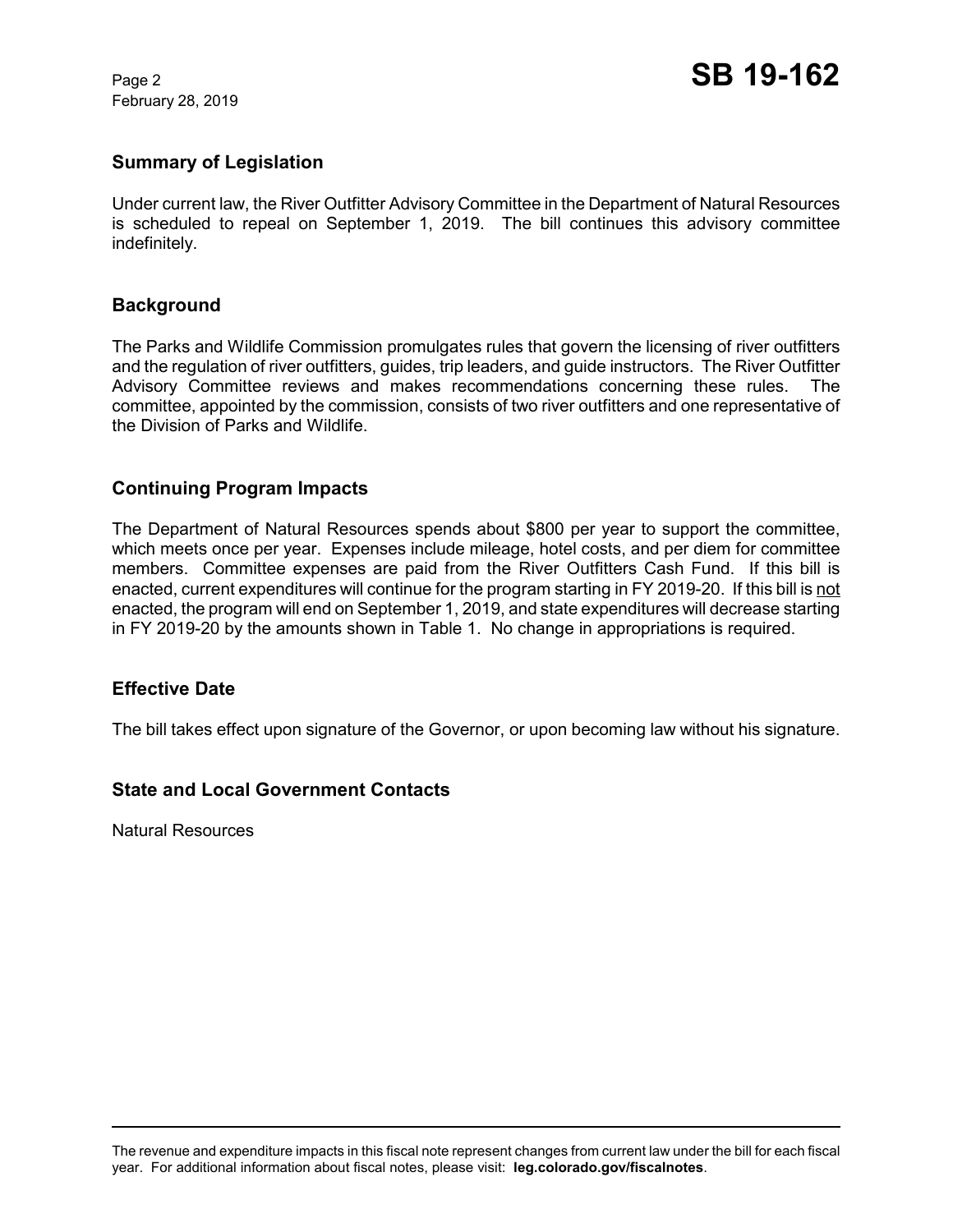## Summary of Legislation

Under current law, the River Outfitter Advisory Committee in the Department of Natural Resources is scheduled to repeal on September 1, 2019. The bill continues this advisory committee indefinitely.

## Background

The Parks and Wildlife Commission promulgates rules that govern the licensing of river outfitters and the regulation of river outfitters, guides, trip leaders, and guide instructors. The River Outfitter Advisory Committee reviews and makes recommendations concerning these rules. The committee, appointed by the commission, consists of two river outfitters and one representative of the Division of Parks and Wildlife.

## Continuing Program Impacts

The Department of Natural Resources spends about $800 per year to support the committee, which meets once per year. Expenses include mileage, hotel costs, and per diem for committee members. Committee expenses are paid from the River Outfitters Cash Fund. If this bill is enacted, current expenditures will continue for the program starting in FY 2019-20. If this bill is <u>not</u> enacted, the program will end on September 1, 2019, and state expenditures will decrease starting in FY 2019-20 by the amounts shown in Table 1. No change in appropriations is required.

## Effective Date

The bill takes effect upon signature of the Governor, or upon becoming law without his signature.

## State and Local Government Contacts

Natural Resources

The revenue and expenditure impacts in this fiscal note represent changes from current law under the bill for each fiscal year. For additional information about fiscal notes, please visit: **leg.colorado.gov/fiscalnotes**.